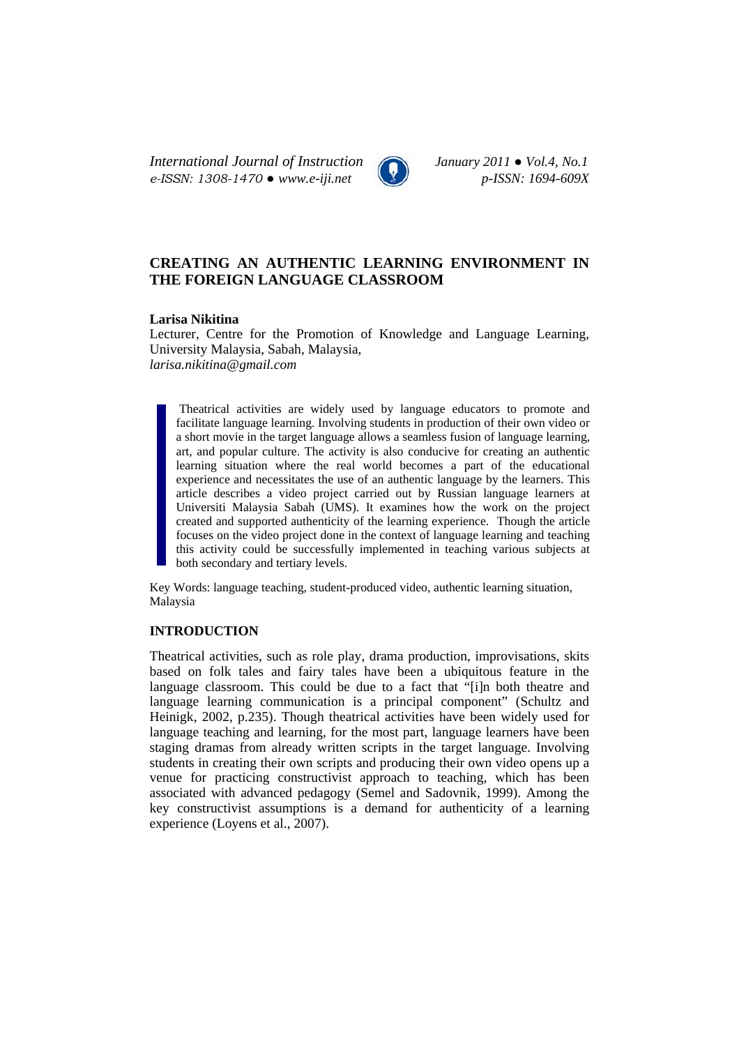# CREATING AN AUTHENTIC LEARNING ENVIRONMENT IN THE FOREIGN LANGUAGE CLASSROOM

**Larisa Nikitina**

Lecturer, Centre for the Promotion of Knowledge and Language Learning, University Malaysia, Sabah, Malaysia,
*larisa.nikitina@gmail.com*

Theatrical activities are widely used by language educators to promote and facilitate language learning. Involving students in production of their own video or a short movie in the target language allows a seamless fusion of language learning, art, and popular culture. The activity is also conducive for creating an authentic learning situation where the real world becomes a part of the educational experience and necessitates the use of an authentic language by the learners. This article describes a video project carried out by Russian language learners at Universiti Malaysia Sabah (UMS). It examines how the work on the project created and supported authenticity of the learning experience. Though the article focuses on the video project done in the context of language learning and teaching this activity could be successfully implemented in teaching various subjects at both secondary and tertiary levels.

Key Words: language teaching, student-produced video, authentic learning situation, Malaysia

## INTRODUCTION

Theatrical activities, such as role play, drama production, improvisations, skits based on folk tales and fairy tales have been a ubiquitous feature in the language classroom. This could be due to a fact that "[i]n both theatre and language learning communication is a principal component" (Schultz and Heinigk, 2002, p.235). Though theatrical activities have been widely used for language teaching and learning, for the most part, language learners have been staging dramas from already written scripts in the target language. Involving students in creating their own scripts and producing their own video opens up a venue for practicing constructivist approach to teaching, which has been associated with advanced pedagogy (Semel and Sadovnik, 1999). Among the key constructivist assumptions is a demand for authenticity of a learning experience (Loyens et al., 2007).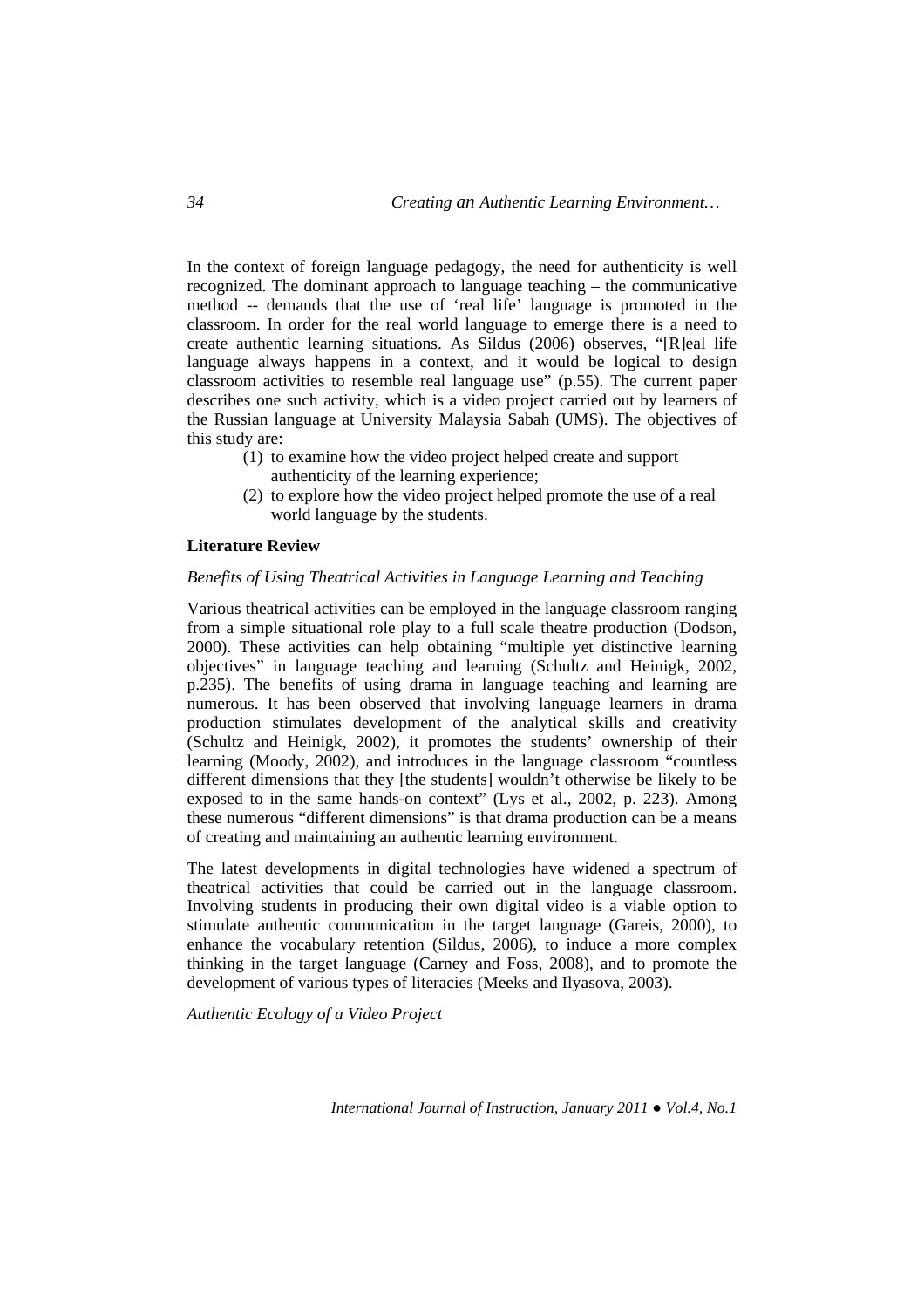In the context of foreign language pedagogy, the need for authenticity is well recognized. The dominant approach to language teaching – the communicative method -- demands that the use of 'real life' language is promoted in the classroom. In order for the real world language to emerge there is a need to create authentic learning situations. As Sildus (2006) observes, "[R]eal life language always happens in a context, and it would be logical to design classroom activities to resemble real language use" (p.55). The current paper describes one such activity, which is a video project carried out by learners of the Russian language at University Malaysia Sabah (UMS). The objectives of this study are:

(1) to examine how the video project helped create and support authenticity of the learning experience;
(2) to explore how the video project helped promote the use of a real world language by the students.

## Literature Review

### *Benefits of Using Theatrical Activities in Language Learning and Teaching*

Various theatrical activities can be employed in the language classroom ranging from a simple situational role play to a full scale theatre production (Dodson, 2000). These activities can help obtaining "multiple yet distinctive learning objectives" in language teaching and learning (Schultz and Heinigk, 2002, p.235). The benefits of using drama in language teaching and learning are numerous. It has been observed that involving language learners in drama production stimulates development of the analytical skills and creativity (Schultz and Heinigk, 2002), it promotes the students' ownership of their learning (Moody, 2002), and introduces in the language classroom "countless different dimensions that they [the students] wouldn't otherwise be likely to be exposed to in the same hands-on context" (Lys et al., 2002, p. 223). Among these numerous "different dimensions" is that drama production can be a means of creating and maintaining an authentic learning environment.

The latest developments in digital technologies have widened a spectrum of theatrical activities that could be carried out in the language classroom. Involving students in producing their own digital video is a viable option to stimulate authentic communication in the target language (Gareis, 2000), to enhance the vocabulary retention (Sildus, 2006), to induce a more complex thinking in the target language (Carney and Foss, 2008), and to promote the development of various types of literacies (Meeks and Ilyasova, 2003).

### *Authentic Ecology of a Video Project*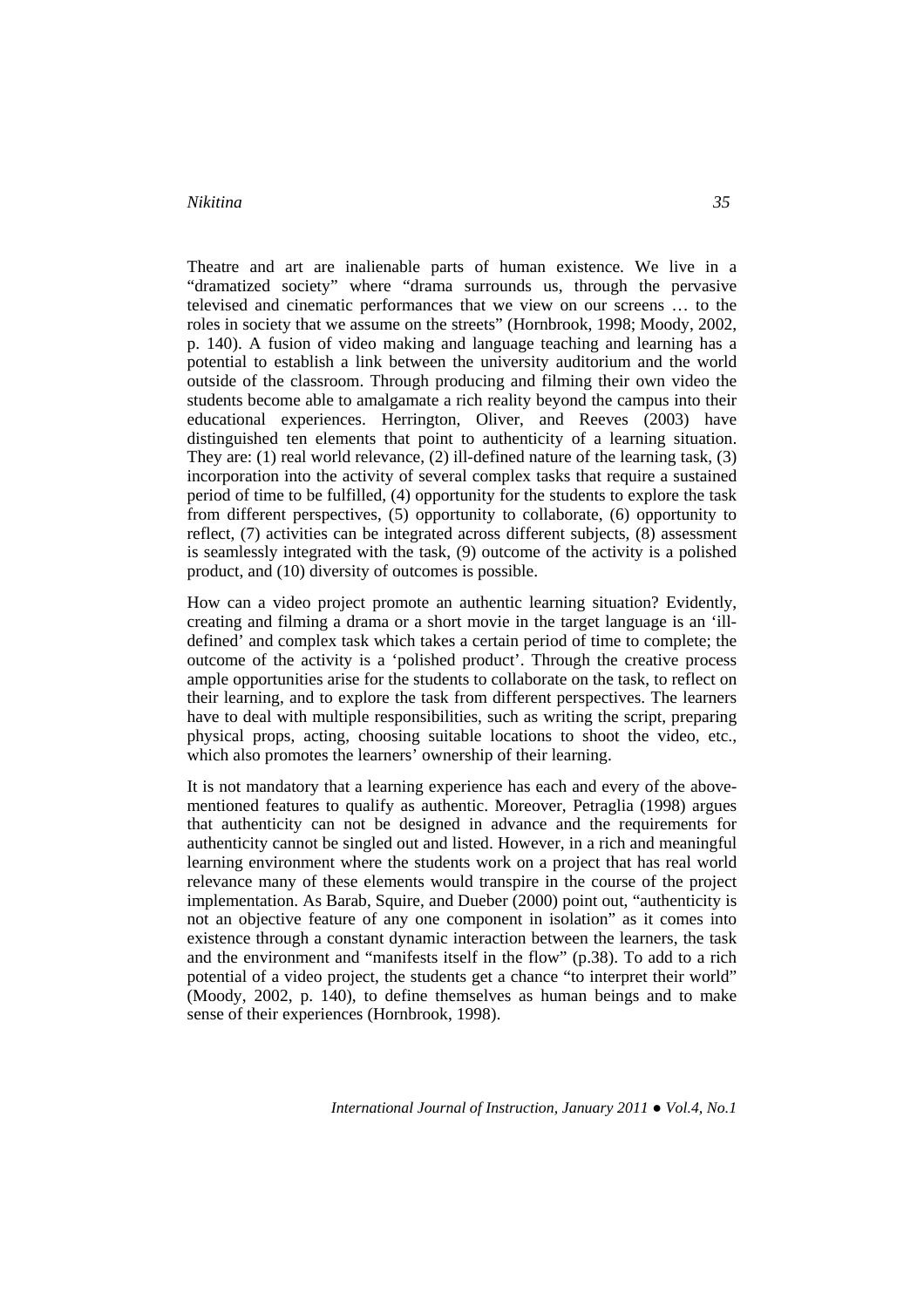Theatre and art are inalienable parts of human existence. We live in a "dramatized society" where "drama surrounds us, through the pervasive televised and cinematic performances that we view on our screens … to the roles in society that we assume on the streets" (Hornbrook, 1998; Moody, 2002, p. 140). A fusion of video making and language teaching and learning has a potential to establish a link between the university auditorium and the world outside of the classroom. Through producing and filming their own video the students become able to amalgamate a rich reality beyond the campus into their educational experiences. Herrington, Oliver, and Reeves (2003) have distinguished ten elements that point to authenticity of a learning situation. They are: (1) real world relevance, (2) ill-defined nature of the learning task, (3) incorporation into the activity of several complex tasks that require a sustained period of time to be fulfilled, (4) opportunity for the students to explore the task from different perspectives, (5) opportunity to collaborate, (6) opportunity to reflect, (7) activities can be integrated across different subjects, (8) assessment is seamlessly integrated with the task, (9) outcome of the activity is a polished product, and (10) diversity of outcomes is possible.

How can a video project promote an authentic learning situation? Evidently, creating and filming a drama or a short movie in the target language is an 'ill-defined' and complex task which takes a certain period of time to complete; the outcome of the activity is a 'polished product'. Through the creative process ample opportunities arise for the students to collaborate on the task, to reflect on their learning, and to explore the task from different perspectives. The learners have to deal with multiple responsibilities, such as writing the script, preparing physical props, acting, choosing suitable locations to shoot the video, etc., which also promotes the learners' ownership of their learning.

It is not mandatory that a learning experience has each and every of the above-mentioned features to qualify as authentic. Moreover, Petraglia (1998) argues that authenticity can not be designed in advance and the requirements for authenticity cannot be singled out and listed. However, in a rich and meaningful learning environment where the students work on a project that has real world relevance many of these elements would transpire in the course of the project implementation. As Barab, Squire, and Dueber (2000) point out, "authenticity is not an objective feature of any one component in isolation" as it comes into existence through a constant dynamic interaction between the learners, the task and the environment and "manifests itself in the flow" (p.38). To add to a rich potential of a video project, the students get a chance "to interpret their world" (Moody, 2002, p. 140), to define themselves as human beings and to make sense of their experiences (Hornbrook, 1998).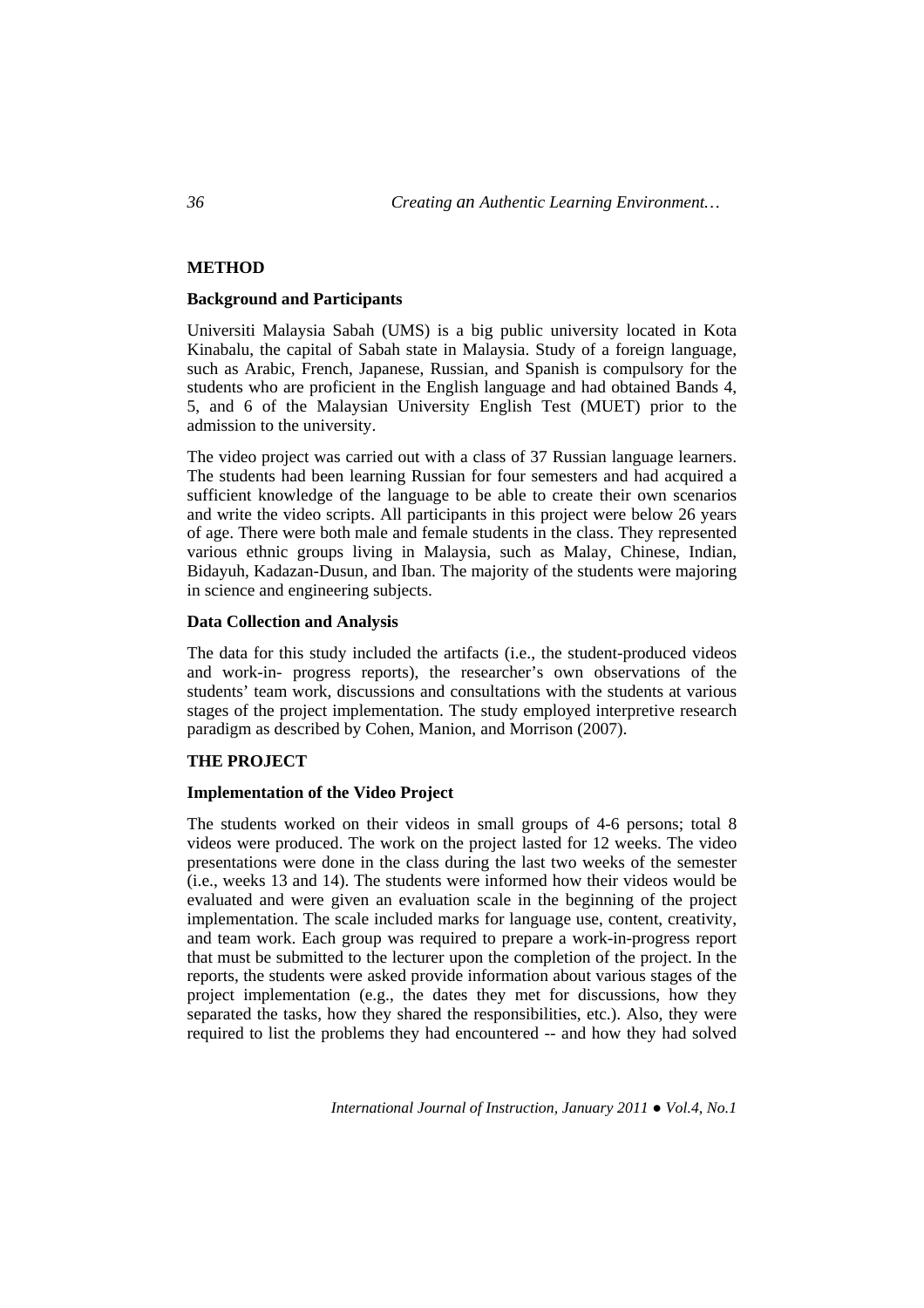## METHOD

### Background and Participants

Universiti Malaysia Sabah (UMS) is a big public university located in Kota Kinabalu, the capital of Sabah state in Malaysia. Study of a foreign language, such as Arabic, French, Japanese, Russian, and Spanish is compulsory for the students who are proficient in the English language and had obtained Bands 4, 5, and 6 of the Malaysian University English Test (MUET) prior to the admission to the university.

The video project was carried out with a class of 37 Russian language learners. The students had been learning Russian for four semesters and had acquired a sufficient knowledge of the language to be able to create their own scenarios and write the video scripts. All participants in this project were below 26 years of age. There were both male and female students in the class. They represented various ethnic groups living in Malaysia, such as Malay, Chinese, Indian, Bidayuh, Kadazan-Dusun, and Iban. The majority of the students were majoring in science and engineering subjects.

### Data Collection and Analysis

The data for this study included the artifacts (i.e., the student-produced videos and work-in- progress reports), the researcher's own observations of the students' team work, discussions and consultations with the students at various stages of the project implementation. The study employed interpretive research paradigm as described by Cohen, Manion, and Morrison (2007).

## THE PROJECT

### Implementation of the Video Project

The students worked on their videos in small groups of 4-6 persons; total 8 videos were produced. The work on the project lasted for 12 weeks. The video presentations were done in the class during the last two weeks of the semester (i.e., weeks 13 and 14). The students were informed how their videos would be evaluated and were given an evaluation scale in the beginning of the project implementation. The scale included marks for language use, content, creativity, and team work. Each group was required to prepare a work-in-progress report that must be submitted to the lecturer upon the completion of the project. In the reports, the students were asked provide information about various stages of the project implementation (e.g., the dates they met for discussions, how they separated the tasks, how they shared the responsibilities, etc.). Also, they were required to list the problems they had encountered -- and how they had solved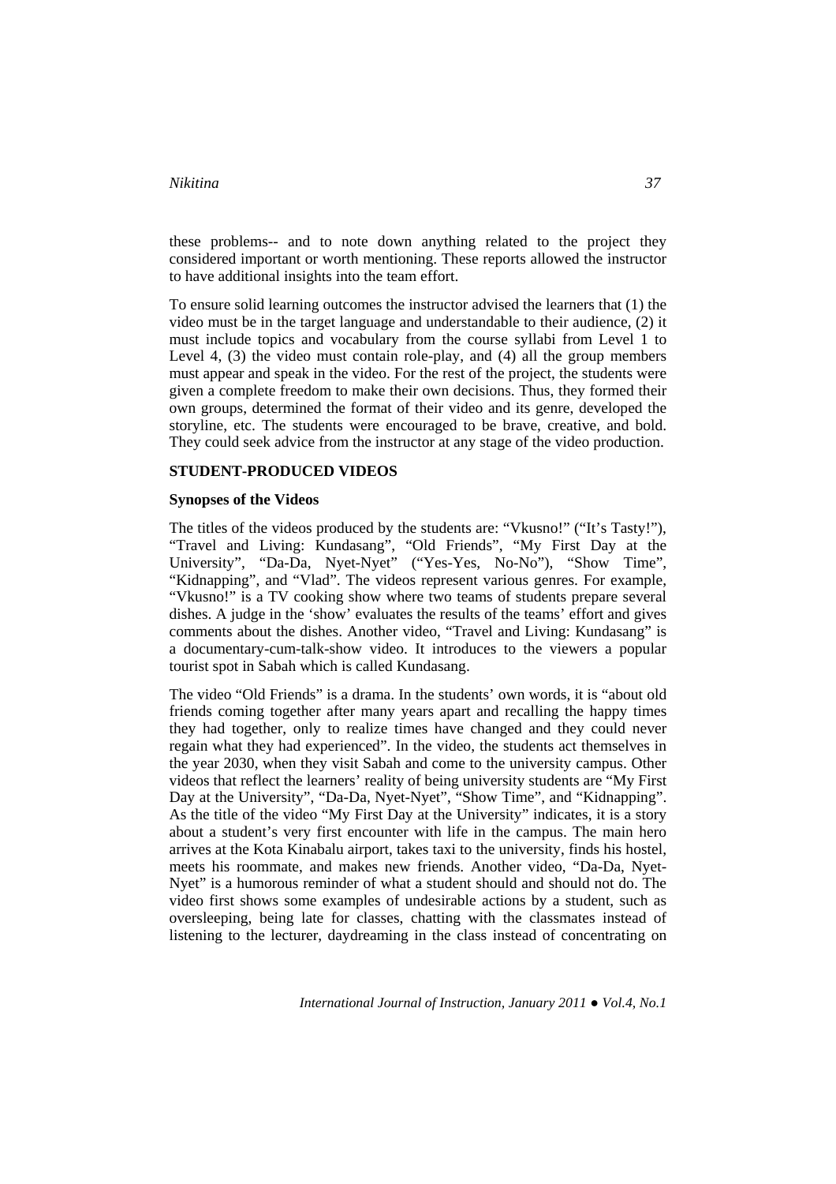these problems-- and to note down anything related to the project they considered important or worth mentioning. These reports allowed the instructor to have additional insights into the team effort.

To ensure solid learning outcomes the instructor advised the learners that (1) the video must be in the target language and understandable to their audience, (2) it must include topics and vocabulary from the course syllabi from Level 1 to Level 4, (3) the video must contain role-play, and (4) all the group members must appear and speak in the video. For the rest of the project, the students were given a complete freedom to make their own decisions. Thus, they formed their own groups, determined the format of their video and its genre, developed the storyline, etc. The students were encouraged to be brave, creative, and bold. They could seek advice from the instructor at any stage of the video production.

## STUDENT-PRODUCED VIDEOS

### Synopses of the Videos

The titles of the videos produced by the students are: "Vkusno!" ("It's Tasty!"), "Travel and Living: Kundasang", "Old Friends", "My First Day at the University", "Da-Da, Nyet-Nyet" ("Yes-Yes, No-No"), "Show Time", "Kidnapping", and "Vlad". The videos represent various genres. For example, "Vkusno!" is a TV cooking show where two teams of students prepare several dishes. A judge in the 'show' evaluates the results of the teams' effort and gives comments about the dishes. Another video, "Travel and Living: Kundasang" is a documentary-cum-talk-show video. It introduces to the viewers a popular tourist spot in Sabah which is called Kundasang.

The video "Old Friends" is a drama. In the students' own words, it is "about old friends coming together after many years apart and recalling the happy times they had together, only to realize times have changed and they could never regain what they had experienced". In the video, the students act themselves in the year 2030, when they visit Sabah and come to the university campus. Other videos that reflect the learners' reality of being university students are "My First Day at the University", "Da-Da, Nyet-Nyet", "Show Time", and "Kidnapping". As the title of the video "My First Day at the University" indicates, it is a story about a student's very first encounter with life in the campus. The main hero arrives at the Kota Kinabalu airport, takes taxi to the university, finds his hostel, meets his roommate, and makes new friends. Another video, "Da-Da, Nyet-Nyet" is a humorous reminder of what a student should and should not do. The video first shows some examples of undesirable actions by a student, such as oversleeping, being late for classes, chatting with the classmates instead of listening to the lecturer, daydreaming in the class instead of concentrating on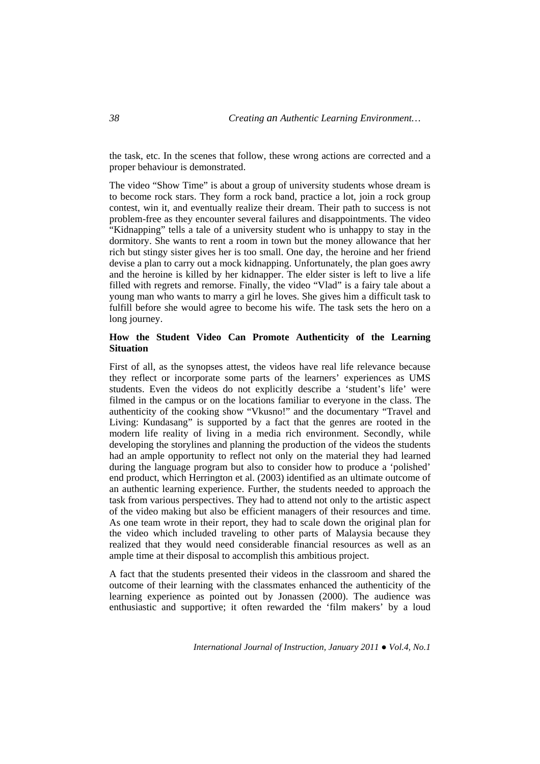the task, etc. In the scenes that follow, these wrong actions are corrected and a proper behaviour is demonstrated.

The video "Show Time" is about a group of university students whose dream is to become rock stars. They form a rock band, practice a lot, join a rock group contest, win it, and eventually realize their dream. Their path to success is not problem-free as they encounter several failures and disappointments. The video "Kidnapping" tells a tale of a university student who is unhappy to stay in the dormitory. She wants to rent a room in town but the money allowance that her rich but stingy sister gives her is too small. One day, the heroine and her friend devise a plan to carry out a mock kidnapping. Unfortunately, the plan goes awry and the heroine is killed by her kidnapper. The elder sister is left to live a life filled with regrets and remorse. Finally, the video "Vlad" is a fairy tale about a young man who wants to marry a girl he loves. She gives him a difficult task to fulfill before she would agree to become his wife. The task sets the hero on a long journey.

**How the Student Video Can Promote Authenticity of the Learning Situation**

First of all, as the synopses attest, the videos have real life relevance because they reflect or incorporate some parts of the learners' experiences as UMS students. Even the videos do not explicitly describe a 'student's life' were filmed in the campus or on the locations familiar to everyone in the class. The authenticity of the cooking show "Vkusno!" and the documentary "Travel and Living: Kundasang" is supported by a fact that the genres are rooted in the modern life reality of living in a media rich environment. Secondly, while developing the storylines and planning the production of the videos the students had an ample opportunity to reflect not only on the material they had learned during the language program but also to consider how to produce a 'polished' end product, which Herrington et al. (2003) identified as an ultimate outcome of an authentic learning experience. Further, the students needed to approach the task from various perspectives. They had to attend not only to the artistic aspect of the video making but also be efficient managers of their resources and time. As one team wrote in their report, they had to scale down the original plan for the video which included traveling to other parts of Malaysia because they realized that they would need considerable financial resources as well as an ample time at their disposal to accomplish this ambitious project.

A fact that the students presented their videos in the classroom and shared the outcome of their learning with the classmates enhanced the authenticity of the learning experience as pointed out by Jonassen (2000). The audience was enthusiastic and supportive; it often rewarded the 'film makers' by a loud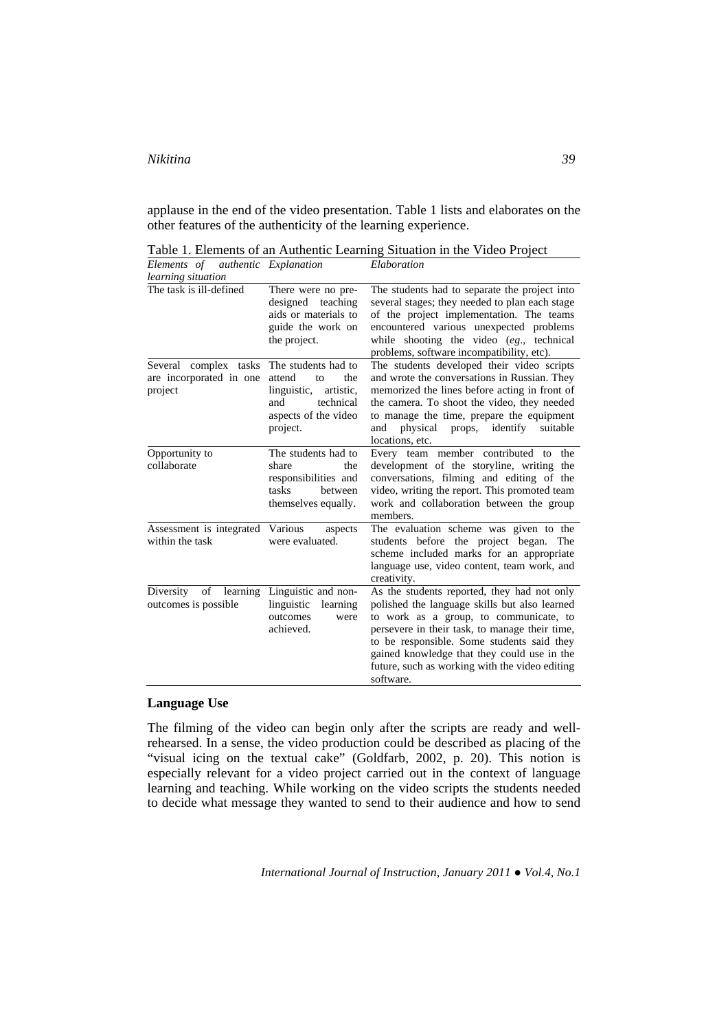applause in the end of the video presentation. Table 1 lists and elaborates on the other features of the authenticity of the learning experience.

Table 1. Elements of an Authentic Learning Situation in the Video Project

| *Elements of authentic learning situation* | *Explanation* | *Elaboration* |
|---|---|---|
| The task is ill-defined | There were no pre-designed teaching aids or materials to guide the work on the project. | The students had to separate the project into several stages; they needed to plan each stage of the project implementation. The teams encountered various unexpected problems while shooting the video (*eg*., technical problems, software incompatibility, etc). |
| Several complex tasks are incorporated in one project | The students had to attend to the linguistic, artistic, and technical aspects of the video project. | The students developed their video scripts and wrote the conversations in Russian. They memorized the lines before acting in front of the camera. To shoot the video, they needed to manage the time, prepare the equipment and physical props, identify suitable locations, etc. |
| Opportunity to collaborate | The students had to share the responsibilities and tasks between themselves equally. | Every team member contributed to the development of the storyline, writing the conversations, filming and editing of the video, writing the report. This promoted team work and collaboration between the group members. |
| Assessment is integrated within the task | Various aspects were evaluated. | The evaluation scheme was given to the students before the project began. The scheme included marks for an appropriate language use, video content, team work, and creativity. |
| Diversity of learning outcomes is possible | Linguistic and non-linguistic learning outcomes were achieved. | As the students reported, they had not only polished the language skills but also learned to work as a group, to communicate, to persevere in their task, to manage their time, to be responsible. Some students said they gained knowledge that they could use in the future, such as working with the video editing software. |

**Language Use**

The filming of the video can begin only after the scripts are ready and well-rehearsed. In a sense, the video production could be described as placing of the "visual icing on the textual cake" (Goldfarb, 2002, p. 20). This notion is especially relevant for a video project carried out in the context of language learning and teaching. While working on the video scripts the students needed to decide what message they wanted to send to their audience and how to send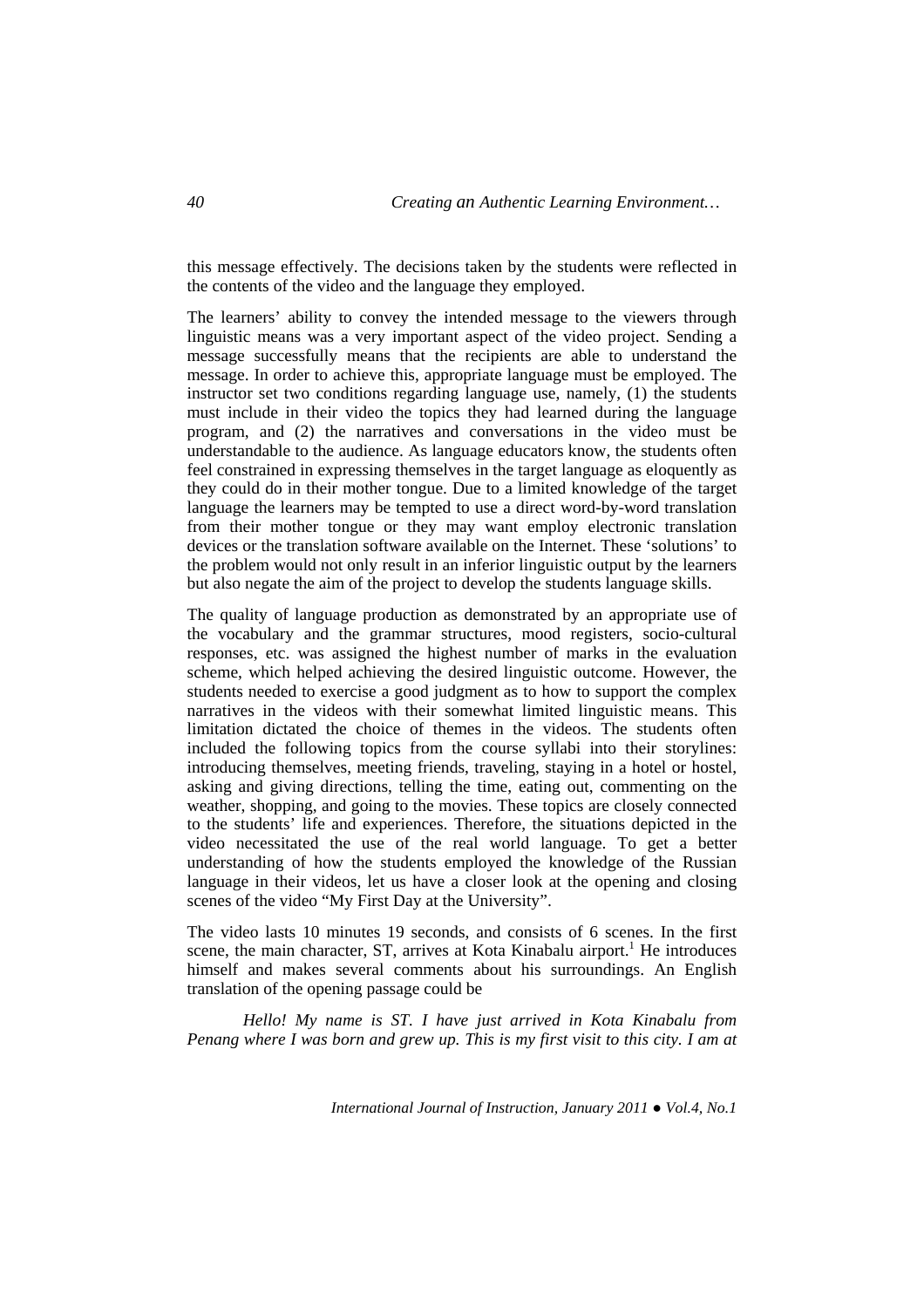this message effectively. The decisions taken by the students were reflected in the contents of the video and the language they employed.

The learners' ability to convey the intended message to the viewers through linguistic means was a very important aspect of the video project. Sending a message successfully means that the recipients are able to understand the message. In order to achieve this, appropriate language must be employed. The instructor set two conditions regarding language use, namely, (1) the students must include in their video the topics they had learned during the language program, and (2) the narratives and conversations in the video must be understandable to the audience. As language educators know, the students often feel constrained in expressing themselves in the target language as eloquently as they could do in their mother tongue. Due to a limited knowledge of the target language the learners may be tempted to use a direct word-by-word translation from their mother tongue or they may want employ electronic translation devices or the translation software available on the Internet. These 'solutions' to the problem would not only result in an inferior linguistic output by the learners but also negate the aim of the project to develop the students language skills.

The quality of language production as demonstrated by an appropriate use of the vocabulary and the grammar structures, mood registers, socio-cultural responses, etc. was assigned the highest number of marks in the evaluation scheme, which helped achieving the desired linguistic outcome. However, the students needed to exercise a good judgment as to how to support the complex narratives in the videos with their somewhat limited linguistic means. This limitation dictated the choice of themes in the videos. The students often included the following topics from the course syllabi into their storylines: introducing themselves, meeting friends, traveling, staying in a hotel or hostel, asking and giving directions, telling the time, eating out, commenting on the weather, shopping, and going to the movies. These topics are closely connected to the students' life and experiences. Therefore, the situations depicted in the video necessitated the use of the real world language. To get a better understanding of how the students employed the knowledge of the Russian language in their videos, let us have a closer look at the opening and closing scenes of the video "My First Day at the University".

The video lasts 10 minutes 19 seconds, and consists of 6 scenes. In the first scene, the main character, ST, arrives at Kota Kinabalu airport.[1] He introduces himself and makes several comments about his surroundings. An English translation of the opening passage could be

*Hello! My name is ST. I have just arrived in Kota Kinabalu from Penang where I was born and grew up. This is my first visit to this city. I am at*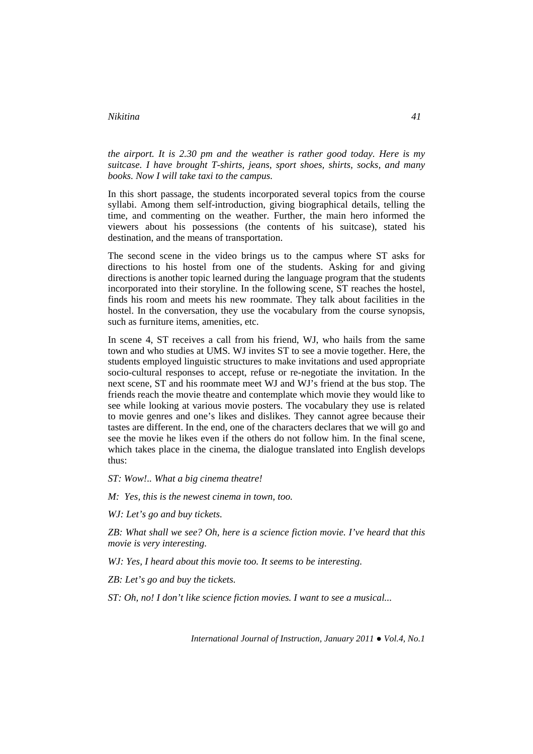*the airport. It is 2.30 pm and the weather is rather good today. Here is my suitcase. I have brought T-shirts, jeans, sport shoes, shirts, socks, and many books. Now I will take taxi to the campus.*

In this short passage, the students incorporated several topics from the course syllabi. Among them self-introduction, giving biographical details, telling the time, and commenting on the weather. Further, the main hero informed the viewers about his possessions (the contents of his suitcase), stated his destination, and the means of transportation.

The second scene in the video brings us to the campus where ST asks for directions to his hostel from one of the students. Asking for and giving directions is another topic learned during the language program that the students incorporated into their storyline. In the following scene, ST reaches the hostel, finds his room and meets his new roommate. They talk about facilities in the hostel. In the conversation, they use the vocabulary from the course synopsis, such as furniture items, amenities, etc.

In scene 4, ST receives a call from his friend, WJ, who hails from the same town and who studies at UMS. WJ invites ST to see a movie together. Here, the students employed linguistic structures to make invitations and used appropriate socio-cultural responses to accept, refuse or re-negotiate the invitation. In the next scene, ST and his roommate meet WJ and WJ's friend at the bus stop. The friends reach the movie theatre and contemplate which movie they would like to see while looking at various movie posters. The vocabulary they use is related to movie genres and one's likes and dislikes. They cannot agree because their tastes are different. In the end, one of the characters declares that we will go and see the movie he likes even if the others do not follow him. In the final scene, which takes place in the cinema, the dialogue translated into English develops thus:

*ST: Wow!.. What a big cinema theatre!*

*M: Yes, this is the newest cinema in town, too.*

*WJ: Let's go and buy tickets.*

*ZB: What shall we see? Oh, here is a science fiction movie. I've heard that this movie is very interesting.*

*WJ: Yes, I heard about this movie too. It seems to be interesting.*

*ZB: Let's go and buy the tickets.*

*ST: Oh, no! I don't like science fiction movies. I want to see a musical...*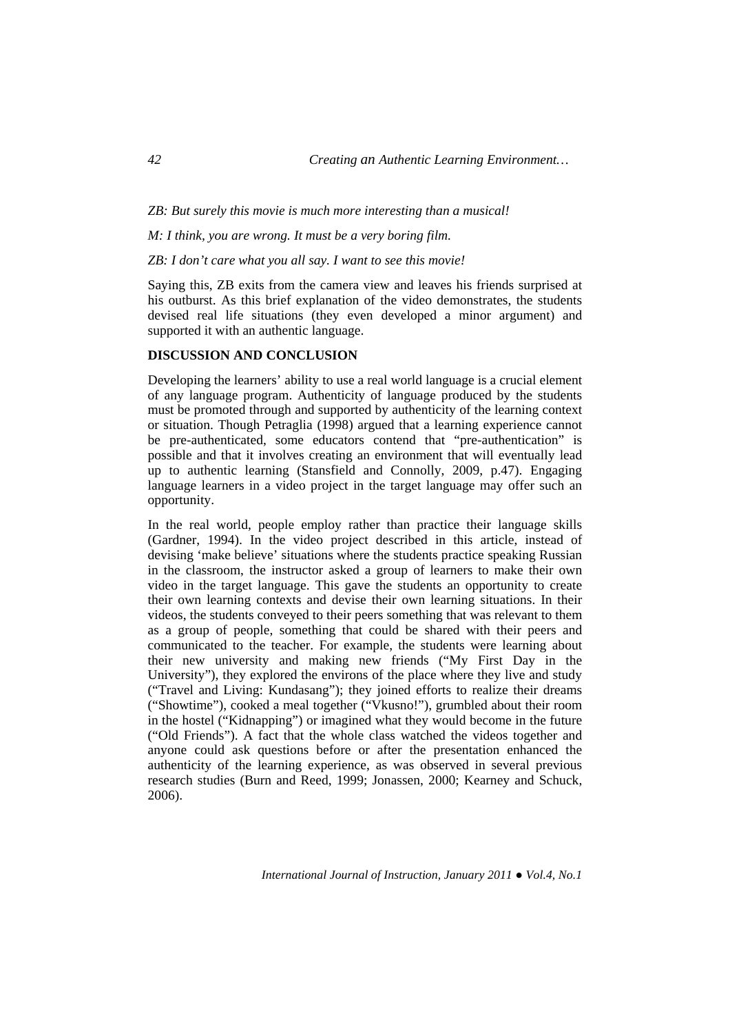*ZB: But surely this movie is much more interesting than a musical!*

*M: I think, you are wrong. It must be a very boring film.*

*ZB: I don't care what you all say. I want to see this movie!*

Saying this, ZB exits from the camera view and leaves his friends surprised at his outburst. As this brief explanation of the video demonstrates, the students devised real life situations (they even developed a minor argument) and supported it with an authentic language.

## DISCUSSION AND CONCLUSION

Developing the learners' ability to use a real world language is a crucial element of any language program. Authenticity of language produced by the students must be promoted through and supported by authenticity of the learning context or situation. Though Petraglia (1998) argued that a learning experience cannot be pre-authenticated, some educators contend that "pre-authentication" is possible and that it involves creating an environment that will eventually lead up to authentic learning (Stansfield and Connolly, 2009, p.47). Engaging language learners in a video project in the target language may offer such an opportunity.

In the real world, people employ rather than practice their language skills (Gardner, 1994). In the video project described in this article, instead of devising 'make believe' situations where the students practice speaking Russian in the classroom, the instructor asked a group of learners to make their own video in the target language. This gave the students an opportunity to create their own learning contexts and devise their own learning situations. In their videos, the students conveyed to their peers something that was relevant to them as a group of people, something that could be shared with their peers and communicated to the teacher. For example, the students were learning about their new university and making new friends ("My First Day in the University"), they explored the environs of the place where they live and study ("Travel and Living: Kundasang"); they joined efforts to realize their dreams ("Showtime"), cooked a meal together ("Vkusno!"), grumbled about their room in the hostel ("Kidnapping") or imagined what they would become in the future ("Old Friends"). A fact that the whole class watched the videos together and anyone could ask questions before or after the presentation enhanced the authenticity of the learning experience, as was observed in several previous research studies (Burn and Reed, 1999; Jonassen, 2000; Kearney and Schuck, 2006).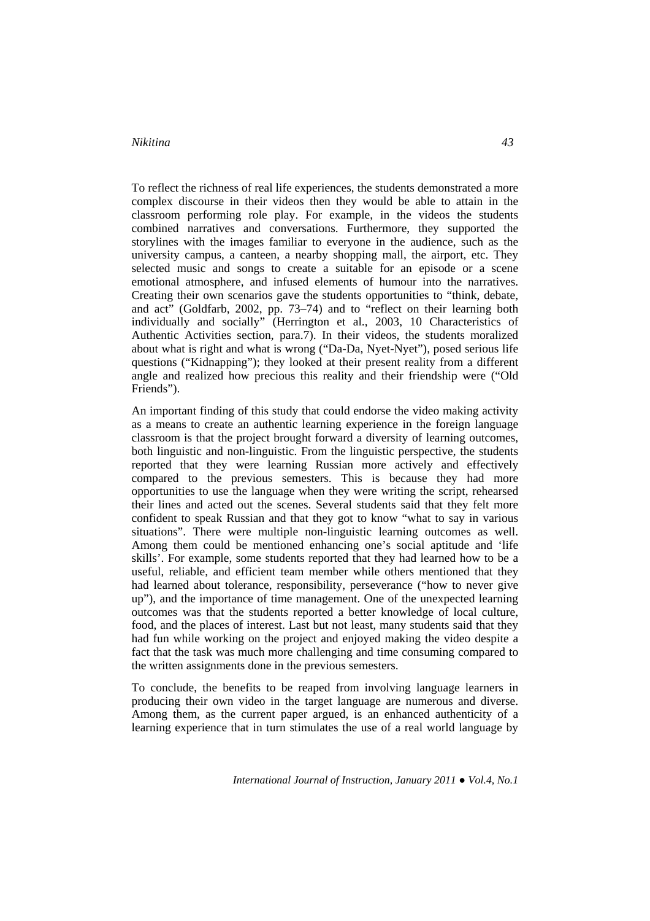To reflect the richness of real life experiences, the students demonstrated a more complex discourse in their videos then they would be able to attain in the classroom performing role play. For example, in the videos the students combined narratives and conversations. Furthermore, they supported the storylines with the images familiar to everyone in the audience, such as the university campus, a canteen, a nearby shopping mall, the airport, etc. They selected music and songs to create a suitable for an episode or a scene emotional atmosphere, and infused elements of humour into the narratives. Creating their own scenarios gave the students opportunities to "think, debate, and act" (Goldfarb, 2002, pp. 73–74) and to "reflect on their learning both individually and socially" (Herrington et al., 2003, 10 Characteristics of Authentic Activities section, para.7). In their videos, the students moralized about what is right and what is wrong ("Da-Da, Nyet-Nyet"), posed serious life questions ("Kidnapping"); they looked at their present reality from a different angle and realized how precious this reality and their friendship were ("Old Friends").

An important finding of this study that could endorse the video making activity as a means to create an authentic learning experience in the foreign language classroom is that the project brought forward a diversity of learning outcomes, both linguistic and non-linguistic. From the linguistic perspective, the students reported that they were learning Russian more actively and effectively compared to the previous semesters. This is because they had more opportunities to use the language when they were writing the script, rehearsed their lines and acted out the scenes. Several students said that they felt more confident to speak Russian and that they got to know "what to say in various situations". There were multiple non-linguistic learning outcomes as well. Among them could be mentioned enhancing one's social aptitude and 'life skills'. For example, some students reported that they had learned how to be a useful, reliable, and efficient team member while others mentioned that they had learned about tolerance, responsibility, perseverance ("how to never give up"), and the importance of time management. One of the unexpected learning outcomes was that the students reported a better knowledge of local culture, food, and the places of interest. Last but not least, many students said that they had fun while working on the project and enjoyed making the video despite a fact that the task was much more challenging and time consuming compared to the written assignments done in the previous semesters.

To conclude, the benefits to be reaped from involving language learners in producing their own video in the target language are numerous and diverse. Among them, as the current paper argued, is an enhanced authenticity of a learning experience that in turn stimulates the use of a real world language by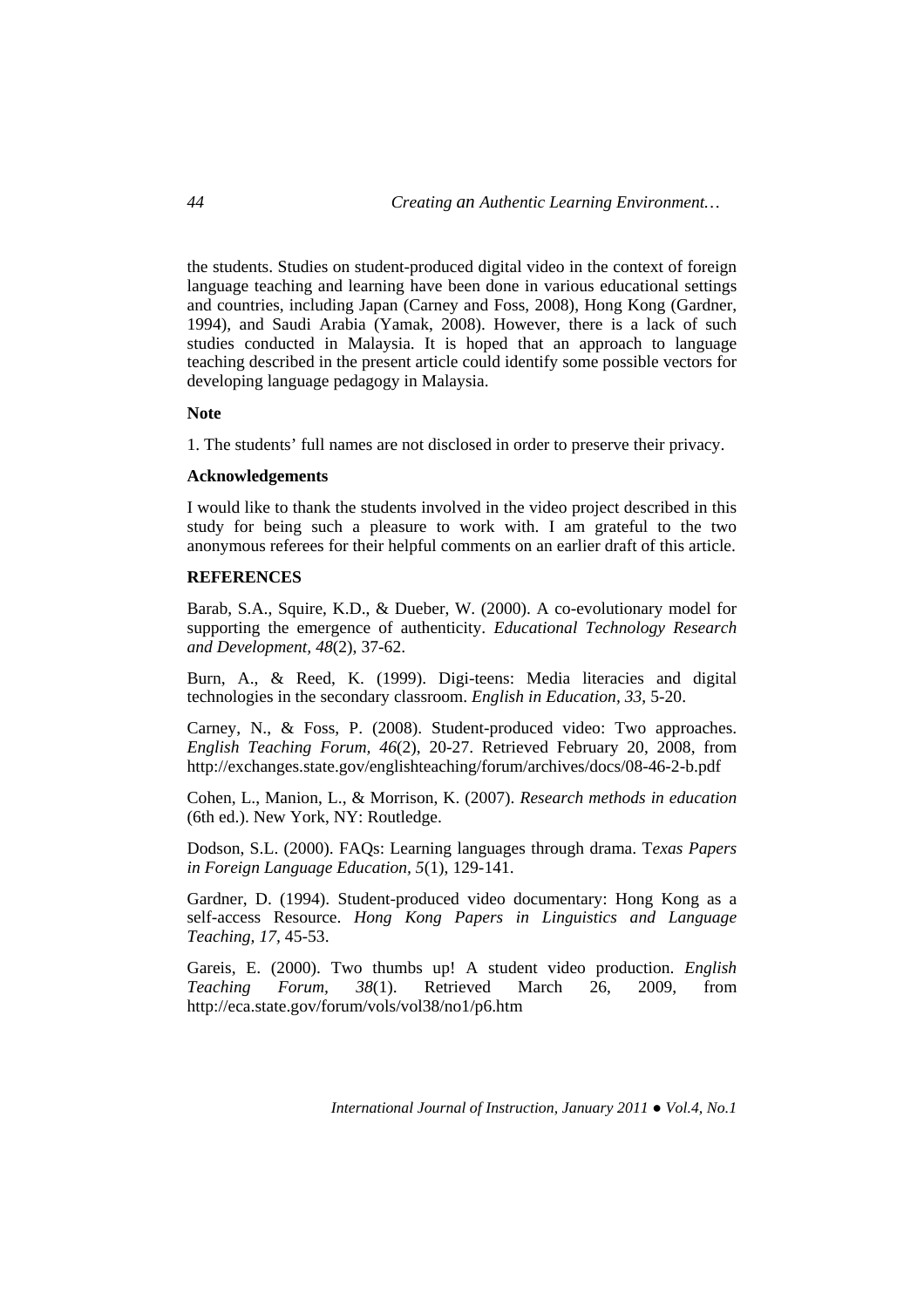the students. Studies on student-produced digital video in the context of foreign language teaching and learning have been done in various educational settings and countries, including Japan (Carney and Foss, 2008), Hong Kong (Gardner, 1994), and Saudi Arabia (Yamak, 2008). However, there is a lack of such studies conducted in Malaysia. It is hoped that an approach to language teaching described in the present article could identify some possible vectors for developing language pedagogy in Malaysia.

**Note**

1. The students' full names are not disclosed in order to preserve their privacy.

**Acknowledgements**

I would like to thank the students involved in the video project described in this study for being such a pleasure to work with. I am grateful to the two anonymous referees for their helpful comments on an earlier draft of this article.

**REFERENCES**

Barab, S.A., Squire, K.D., & Dueber, W. (2000). A co-evolutionary model for supporting the emergence of authenticity. *Educational Technology Research and Development, 48*(2), 37-62.

Burn, A., & Reed, K. (1999). Digi-teens: Media literacies and digital technologies in the secondary classroom. *English in Education, 33*, 5-20.

Carney, N., & Foss, P. (2008). Student-produced video: Two approaches. *English Teaching Forum, 46*(2), 20-27. Retrieved February 20, 2008, from http://exchanges.state.gov/englishteaching/forum/archives/docs/08-46-2-b.pdf

Cohen, L., Manion, L., & Morrison, K. (2007). *Research methods in education* (6th ed.). New York, NY: Routledge.

Dodson, S.L. (2000). FAQs: Learning languages through drama. T*exas Papers in Foreign Language Education, 5*(1), 129-141.

Gardner, D. (1994). Student-produced video documentary: Hong Kong as a self-access Resource. *Hong Kong Papers in Linguistics and Language Teaching, 17,* 45-53.

Gareis, E. (2000). Two thumbs up! A student video production. *English Teaching Forum, 38*(1). Retrieved March 26, 2009, from http://eca.state.gov/forum/vols/vol38/no1/p6.htm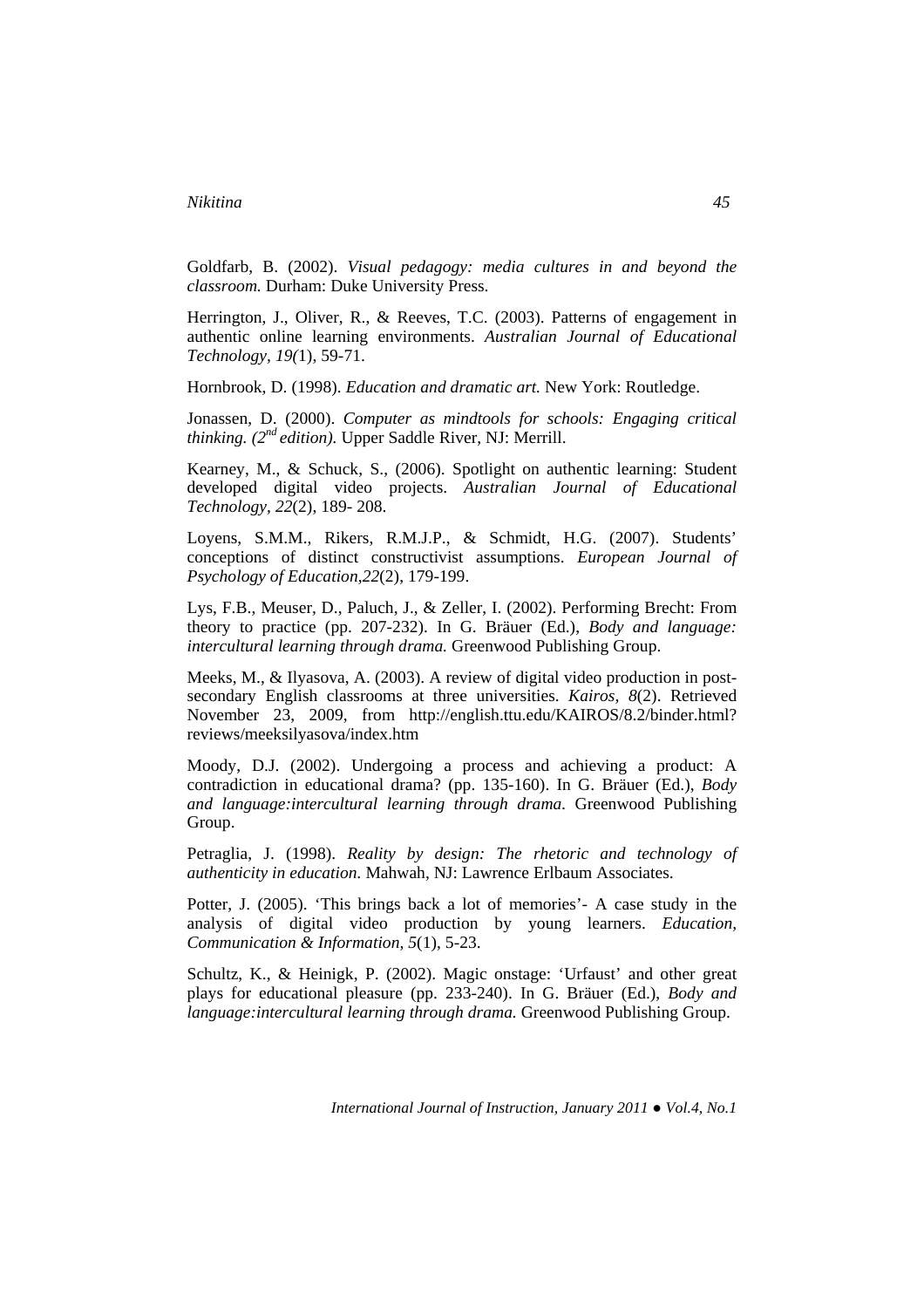Goldfarb, B. (2002). *Visual pedagogy: media cultures in and beyond the classroom.* Durham: Duke University Press.

Herrington, J., Oliver, R., & Reeves, T.C. (2003). Patterns of engagement in authentic online learning environments. *Australian Journal of Educational Technology, 19(*1), 59-71.

Hornbrook, D. (1998). *Education and dramatic art.* New York: Routledge.

Jonassen, D. (2000). *Computer as mindtools for schools: Engaging critical thinking. (2nd edition).* Upper Saddle River, NJ: Merrill.

Kearney, M., & Schuck, S., (2006). Spotlight on authentic learning: Student developed digital video projects. *Australian Journal of Educational Technology, 22*(2), 189- 208.

Loyens, S.M.M., Rikers, R.M.J.P., & Schmidt, H.G. (2007). Students' conceptions of distinct constructivist assumptions. *European Journal of Psychology of Education,22*(2), 179-199.

Lys, F.B., Meuser, D., Paluch, J., & Zeller, I. (2002). Performing Brecht: From theory to practice (pp. 207-232). In G. Bräuer (Ed.), *Body and language: intercultural learning through drama.* Greenwood Publishing Group.

Meeks, M., & Ilyasova, A. (2003). A review of digital video production in post-secondary English classrooms at three universities. *Kairos, 8*(2). Retrieved November 23, 2009, from http://english.ttu.edu/KAIROS/8.2/binder.html?reviews/meeksilyasova/index.htm

Moody, D.J. (2002). Undergoing a process and achieving a product: A contradiction in educational drama? (pp. 135-160). In G. Bräuer (Ed.), *Body and language:intercultural learning through drama.* Greenwood Publishing Group.

Petraglia, J. (1998). *Reality by design: The rhetoric and technology of authenticity in education.* Mahwah, NJ: Lawrence Erlbaum Associates.

Potter, J. (2005). 'This brings back a lot of memories'- A case study in the analysis of digital video production by young learners. *Education, Communication & Information, 5*(1), 5-23.

Schultz, K., & Heinigk, P. (2002). Magic onstage: 'Urfaust' and other great plays for educational pleasure (pp. 233-240). In G. Bräuer (Ed.), *Body and language:intercultural learning through drama.* Greenwood Publishing Group.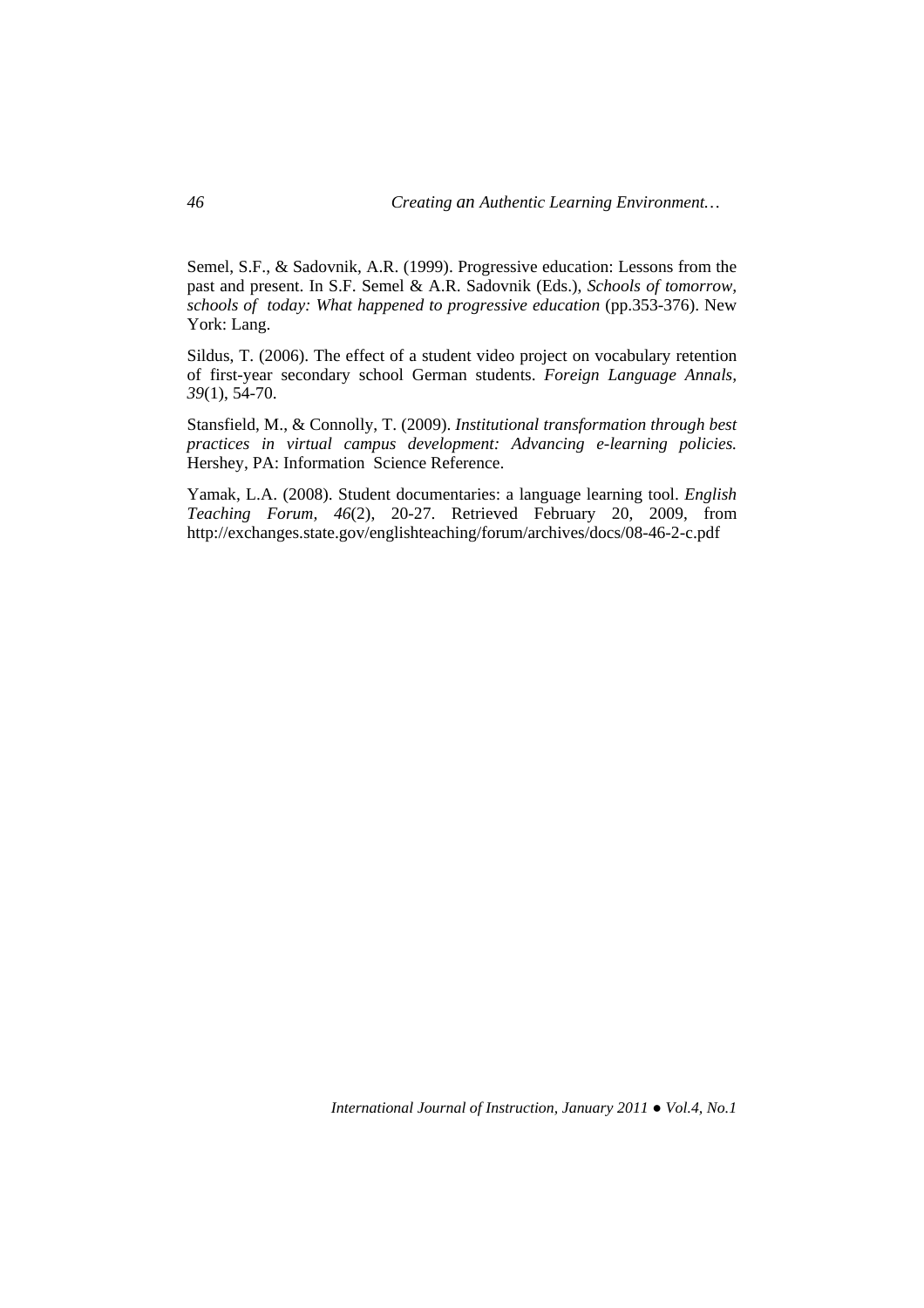Semel, S.F., & Sadovnik, A.R. (1999). Progressive education: Lessons from the past and present. In S.F. Semel & A.R. Sadovnik (Eds.), *Schools of tomorrow, schools of today: What happened to progressive education* (pp.353-376). New York: Lang.

Sildus, T. (2006). The effect of a student video project on vocabulary retention of first-year secondary school German students. *Foreign Language Annals, 39*(1), 54-70.

Stansfield, M., & Connolly, T. (2009). *Institutional transformation through best practices in virtual campus development: Advancing e-learning policies.* Hershey, PA: Information Science Reference.

Yamak, L.A. (2008). Student documentaries: a language learning tool. *English Teaching Forum, 46*(2), 20-27. Retrieved February 20, 2009, from http://exchanges.state.gov/englishteaching/forum/archives/docs/08-46-2-c.pdf